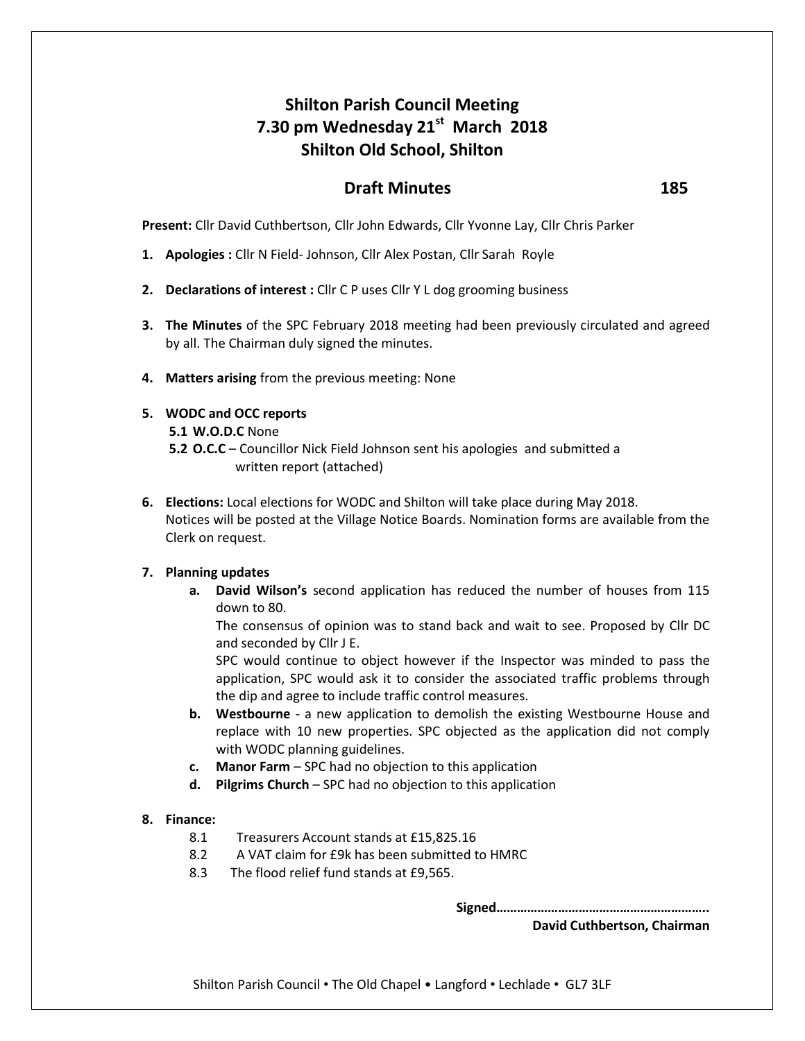# Shilton Parish Council Meeting
# 7.30 pm Wednesday 21st March 2018
# Shilton Old School, Shilton

## Draft Minutes 185

**Present:** Cllr David Cuthbertson, Cllr John Edwards, Cllr Yvonne Lay, Cllr Chris Parker

1. **Apologies :** Cllr N Field- Johnson, Cllr Alex Postan, Cllr Sarah Royle

2. **Declarations of interest :** Cllr C P uses Cllr Y L dog grooming business

3. **The Minutes** of the SPC February 2018 meeting had been previously circulated and agreed by all. The Chairman duly signed the minutes.

4. **Matters arising** from the previous meeting: None

5. **WODC and OCC reports**
   - **5.1 W.O.D.C** None
   - **5.2 O.C.C** – Councillor Nick Field Johnson sent his apologies and submitted a written report (attached)

6. **Elections:** Local elections for WODC and Shilton will take place during May 2018. Notices will be posted at the Village Notice Boards. Nomination forms are available from the Clerk on request.

7. **Planning updates**
   - a. **David Wilson's** second application has reduced the number of houses from 115 down to 80.

     The consensus of opinion was to stand back and wait to see. Proposed by Cllr DC and seconded by Cllr J E.

     SPC would continue to object however if the Inspector was minded to pass the application, SPC would ask it to consider the associated traffic problems through the dip and agree to include traffic control measures.
   - b. **Westbourne** - a new application to demolish the existing Westbourne House and replace with 10 new properties. SPC objected as the application did not comply with WODC planning guidelines.
   - c. **Manor Farm** – SPC had no objection to this application
   - d. **Pilgrims Church** – SPC had no objection to this application

8. **Finance:**
   - 8.1 Treasurers Account stands at £15,825.16
   - 8.2 A VAT claim for £9k has been submitted to HMRC
   - 8.3 The flood relief fund stands at £9,565.

**Signed……………………………………………………..**

**David Cuthbertson, Chairman**

Shilton Parish Council • The Old Chapel • Langford • Lechlade • GL7 3LF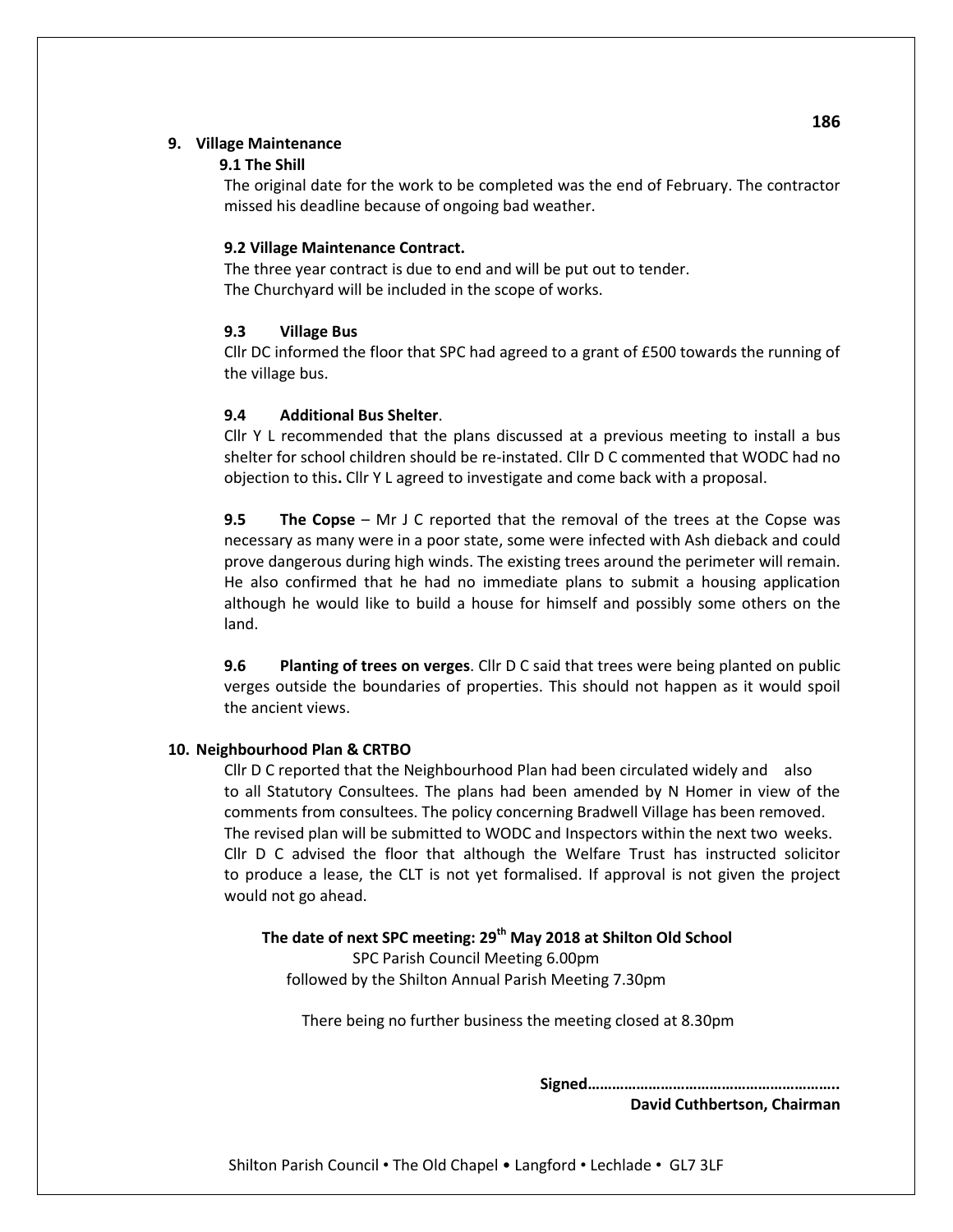## 9. Village Maintenance

### 9.1 The Shill

The original date for the work to be completed was the end of February. The contractor missed his deadline because of ongoing bad weather.

### 9.2 Village Maintenance Contract.

The three year contract is due to end and will be put out to tender.
The Churchyard will be included in the scope of works.

### 9.3 Village Bus

Cllr DC informed the floor that SPC had agreed to a grant of £500 towards the running of the village bus.

### 9.4 Additional Bus Shelter.

Cllr Y L recommended that the plans discussed at a previous meeting to install a bus shelter for school children should be re-instated. Cllr D C commented that WODC had no objection to this**.** Cllr Y L agreed to investigate and come back with a proposal.

**9.5 The Copse** – Mr J C reported that the removal of the trees at the Copse was necessary as many were in a poor state, some were infected with Ash dieback and could prove dangerous during high winds. The existing trees around the perimeter will remain. He also confirmed that he had no immediate plans to submit a housing application although he would like to build a house for himself and possibly some others on the land.

**9.6 Planting of trees on verges**. Cllr D C said that trees were being planted on public verges outside the boundaries of properties. This should not happen as it would spoil the ancient views.

## 10. Neighbourhood Plan & CRTBO

Cllr D C reported that the Neighbourhood Plan had been circulated widely and also to all Statutory Consultees. The plans had been amended by N Homer in view of the comments from consultees. The policy concerning Bradwell Village has been removed. The revised plan will be submitted to WODC and Inspectors within the next two weeks. Cllr D C advised the floor that although the Welfare Trust has instructed solicitor to produce a lease, the CLT is not yet formalised. If approval is not given the project would not go ahead.

**The date of next SPC meeting: 29th May 2018 at Shilton Old School**
SPC Parish Council Meeting 6.00pm
followed by the Shilton Annual Parish Meeting 7.30pm

There being no further business the meeting closed at 8.30pm

**Signed…………………………………………………..**
**David Cuthbertson, Chairman**

Shilton Parish Council • The Old Chapel • Langford • Lechlade • GL7 3LF